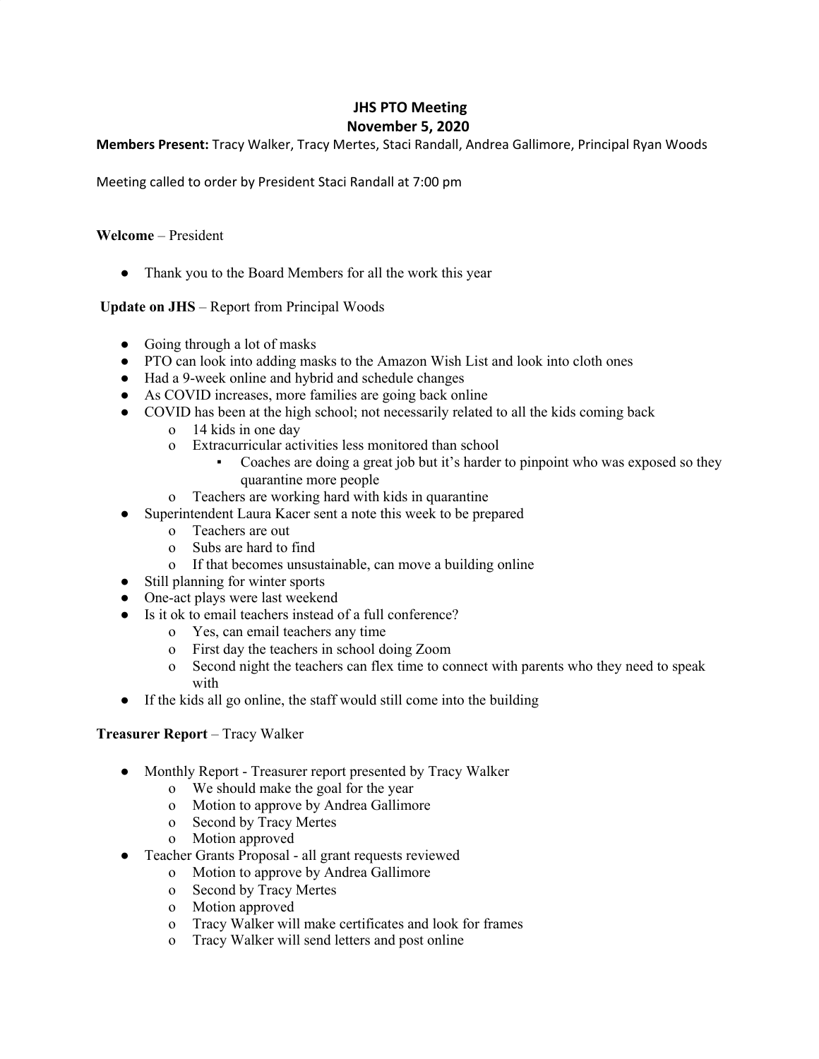# JHS PTO Meeting
## November 5, 2020

**Members Present:** Tracy Walker, Tracy Mertes, Staci Randall, Andrea Gallimore, Principal Ryan Woods

Meeting called to order by President Staci Randall at 7:00 pm

**Welcome** – President

- Thank you to the Board Members for all the work this year

**Update on JHS** – Report from Principal Woods

- Going through a lot of masks
- PTO can look into adding masks to the Amazon Wish List and look into cloth ones
- Had a 9-week online and hybrid and schedule changes
- As COVID increases, more families are going back online
- COVID has been at the high school; not necessarily related to all the kids coming back
    - 14 kids in one day
    - Extracurricular activities less monitored than school
        - Coaches are doing a great job but it's harder to pinpoint who was exposed so they quarantine more people
    - Teachers are working hard with kids in quarantine
- Superintendent Laura Kacer sent a note this week to be prepared
    - Teachers are out
    - Subs are hard to find
    - If that becomes unsustainable, can move a building online
- Still planning for winter sports
- One-act plays were last weekend
- Is it ok to email teachers instead of a full conference?
    - Yes, can email teachers any time
    - First day the teachers in school doing Zoom
    - Second night the teachers can flex time to connect with parents who they need to speak with
- If the kids all go online, the staff would still come into the building

**Treasurer Report** – Tracy Walker

- Monthly Report - Treasurer report presented by Tracy Walker
    - We should make the goal for the year
    - Motion to approve by Andrea Gallimore
    - Second by Tracy Mertes
    - Motion approved
- Teacher Grants Proposal - all grant requests reviewed
    - Motion to approve by Andrea Gallimore
    - Second by Tracy Mertes
    - Motion approved
    - Tracy Walker will make certificates and look for frames
    - Tracy Walker will send letters and post online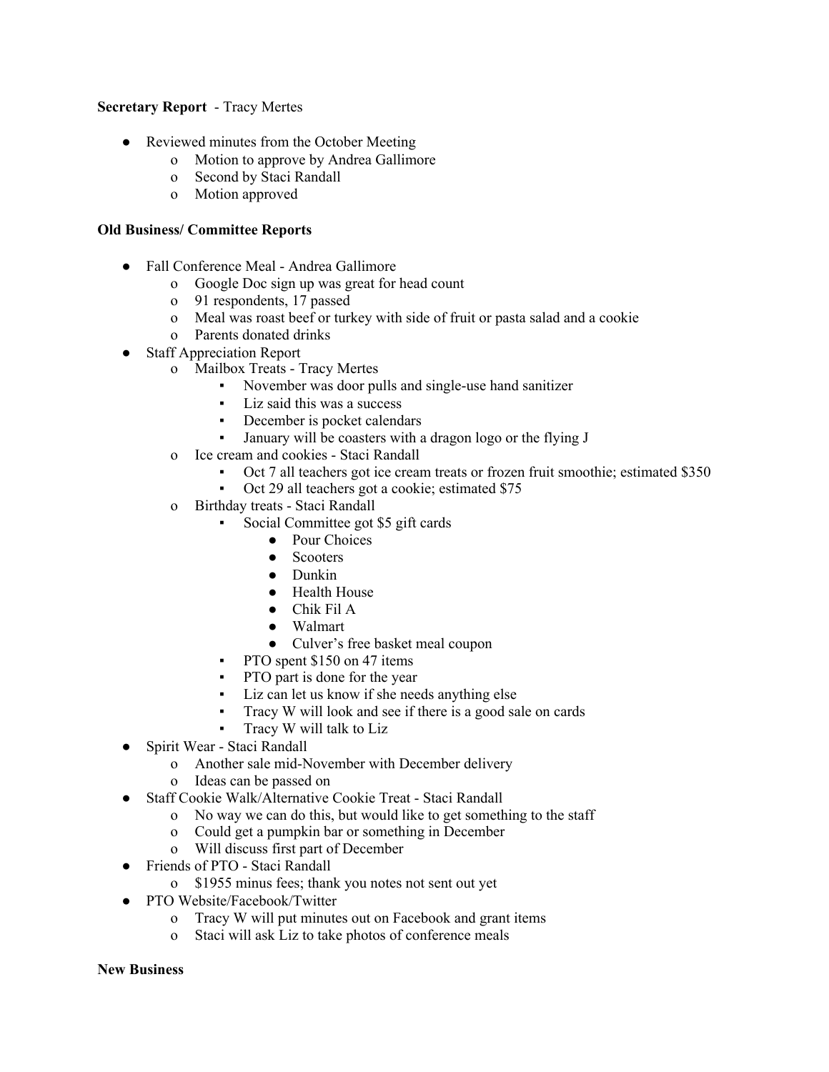**Secretary Report** - Tracy Mertes

- Reviewed minutes from the October Meeting
  - Motion to approve by Andrea Gallimore
  - Second by Staci Randall
  - Motion approved

**Old Business/ Committee Reports**

- Fall Conference Meal - Andrea Gallimore
  - Google Doc sign up was great for head count
  - 91 respondents, 17 passed
  - Meal was roast beef or turkey with side of fruit or pasta salad and a cookie
  - Parents donated drinks
- Staff Appreciation Report
  - Mailbox Treats - Tracy Mertes
    - November was door pulls and single-use hand sanitizer
    - Liz said this was a success
    - December is pocket calendars
    - January will be coasters with a dragon logo or the flying J
  - Ice cream and cookies - Staci Randall
    - Oct 7 all teachers got ice cream treats or frozen fruit smoothie; estimated $350
    - Oct 29 all teachers got a cookie; estimated $75
  - Birthday treats - Staci Randall
    - Social Committee got $5 gift cards
      - Pour Choices
      - Scooters
      - Dunkin
      - Health House
      - Chik Fil A
      - Walmart
      - Culver's free basket meal coupon
    - PTO spent $150 on 47 items
    - PTO part is done for the year
    - Liz can let us know if she needs anything else
    - Tracy W will look and see if there is a good sale on cards
    - Tracy W will talk to Liz
- Spirit Wear - Staci Randall
  - Another sale mid-November with December delivery
  - Ideas can be passed on
- Staff Cookie Walk/Alternative Cookie Treat - Staci Randall
  - No way we can do this, but would like to get something to the staff
  - Could get a pumpkin bar or something in December
  - Will discuss first part of December
- Friends of PTO - Staci Randall
  - $1955 minus fees; thank you notes not sent out yet
- PTO Website/Facebook/Twitter
  - Tracy W will put minutes out on Facebook and grant items
  - Staci will ask Liz to take photos of conference meals

**New Business**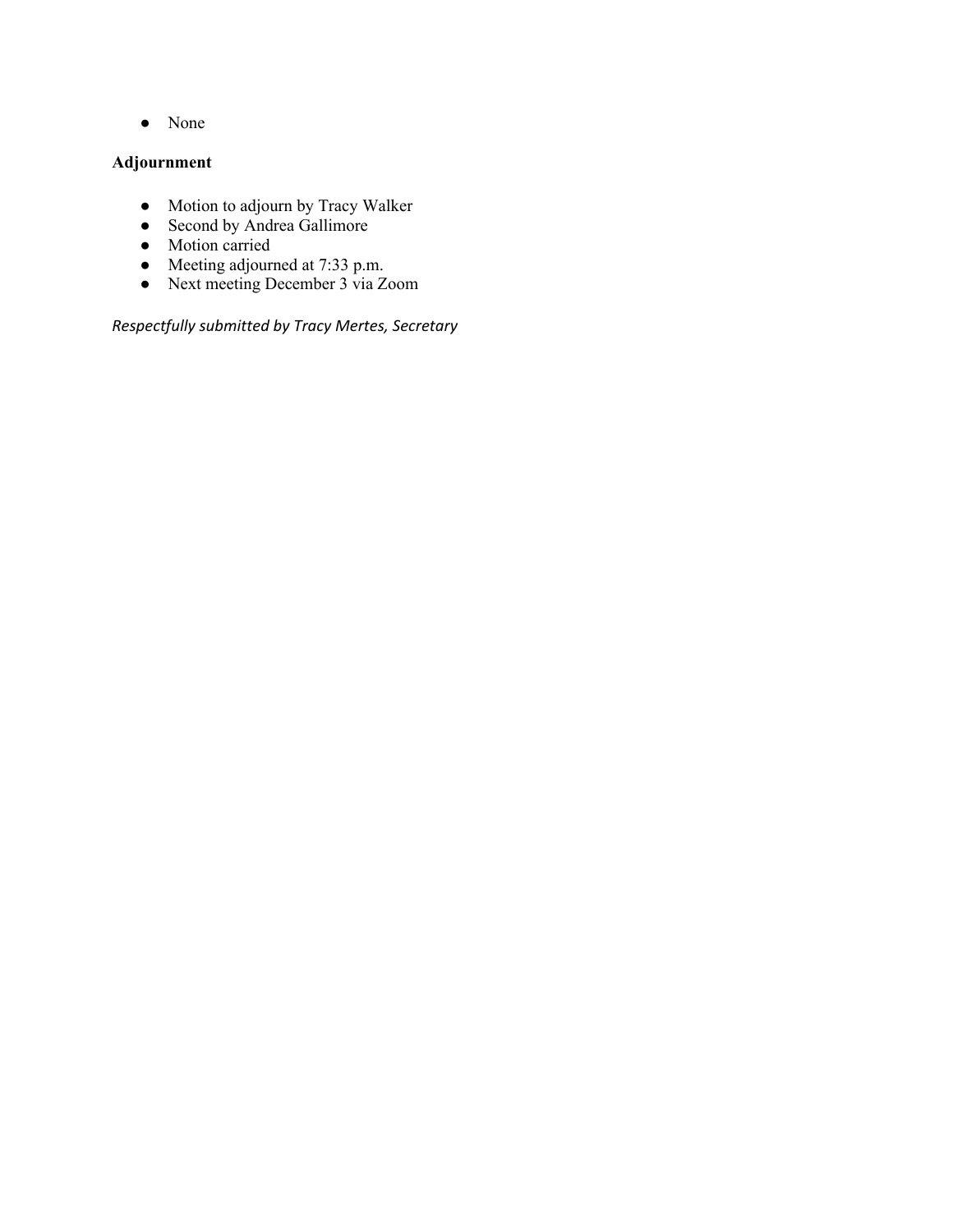- None

**Adjournment**

- Motion to adjourn by Tracy Walker
- Second by Andrea Gallimore
- Motion carried
- Meeting adjourned at 7:33 p.m.
- Next meeting December 3 via Zoom

*Respectfully submitted by Tracy Mertes, Secretary*